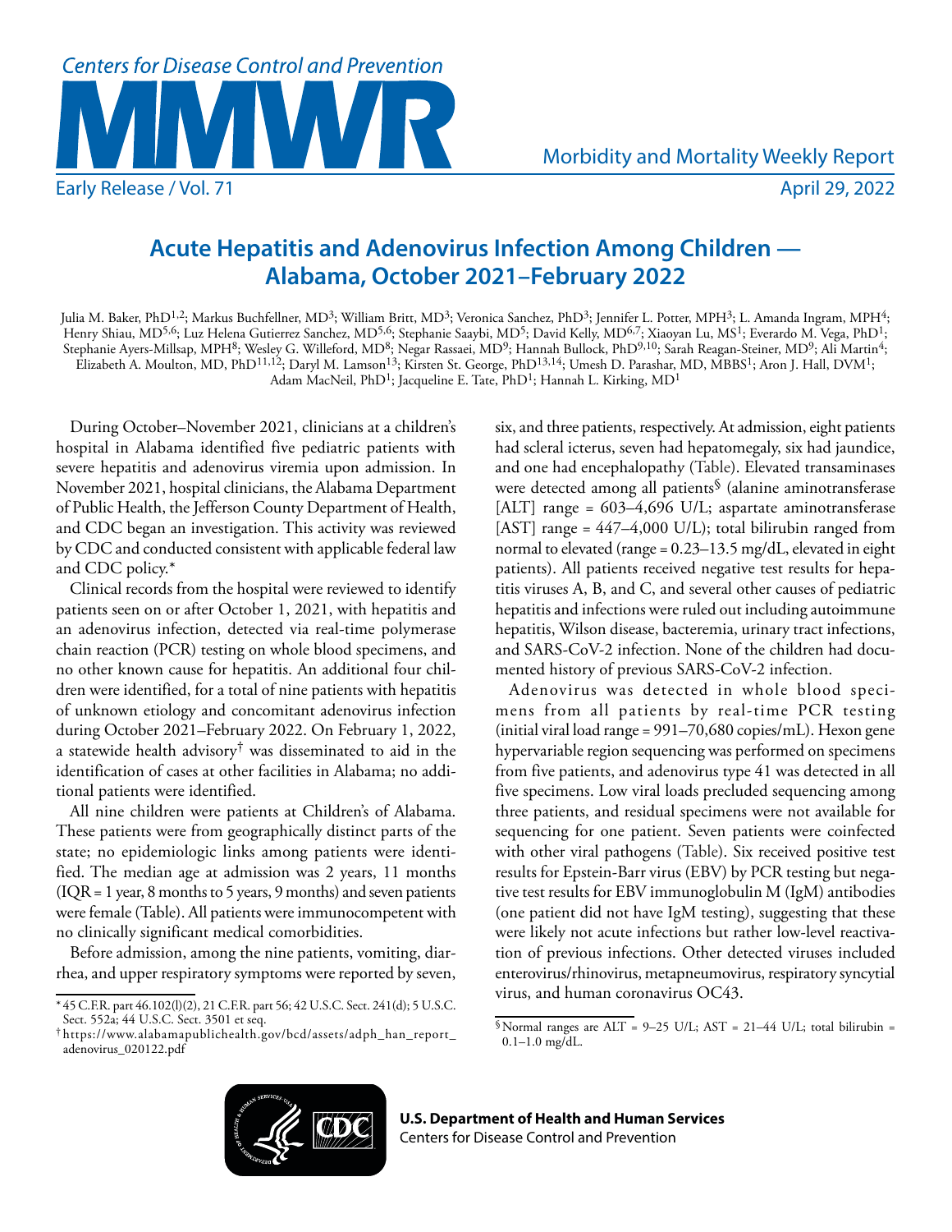# Acute Hepatitis and Adenovirus Infection Among Children — Alabama, October 2021–February 2022

Julia M. Baker, PhD[1,2]; Markus Buchfellner, MD[3]; William Britt, MD[3]; Veronica Sanchez, PhD[3]; Jennifer L. Potter, MPH[3]; L. Amanda Ingram, MPH[4]; Henry Shiau, MD[5,6]; Luz Helena Gutierrez Sanchez, MD[5,6]; Stephanie Saaybi, MD[5]; David Kelly, MD[6,7]; Xiaoyan Lu, MS[1]; Everardo M. Vega, PhD[1]; Stephanie Ayers-Millsap, MPH[8]; Wesley G. Willeford, MD[8]; Negar Rassaei, MD[9]; Hannah Bullock, PhD[9,10]; Sarah Reagan-Steiner, MD[9]; Ali Martin[4]; Elizabeth A. Moulton, MD, PhD[11,12]; Daryl M. Lamson[13]; Kirsten St. George, PhD[13,14]; Umesh D. Parashar, MD, MBBS[1]; Aron J. Hall, DVM[1]; Adam MacNeil, PhD[1]; Jacqueline E. Tate, PhD[1]; Hannah L. Kirking, MD[1]

During October–November 2021, clinicians at a children's hospital in Alabama identified five pediatric patients with severe hepatitis and adenovirus viremia upon admission. In November 2021, hospital clinicians, the Alabama Department of Public Health, the Jefferson County Department of Health, and CDC began an investigation. This activity was reviewed by CDC and conducted consistent with applicable federal law and CDC policy.*

Clinical records from the hospital were reviewed to identify patients seen on or after October 1, 2021, with hepatitis and an adenovirus infection, detected via real-time polymerase chain reaction (PCR) testing on whole blood specimens, and no other known cause for hepatitis. An additional four children were identified, for a total of nine patients with hepatitis of unknown etiology and concomitant adenovirus infection during October 2021–February 2022. On February 1, 2022, a statewide health advisory† was disseminated to aid in the identification of cases at other facilities in Alabama; no additional patients were identified.

All nine children were patients at Children's of Alabama. These patients were from geographically distinct parts of the state; no epidemiologic links among patients were identified. The median age at admission was 2 years, 11 months (IQR = 1 year, 8 months to 5 years, 9 months) and seven patients were female (Table). All patients were immunocompetent with no clinically significant medical comorbidities.

Before admission, among the nine patients, vomiting, diarrhea, and upper respiratory symptoms were reported by seven, six, and three patients, respectively. At admission, eight patients had scleral icterus, seven had hepatomegaly, six had jaundice, and one had encephalopathy (Table). Elevated transaminases were detected among all patients§ (alanine aminotransferase [ALT] range = 603–4,696 U/L; aspartate aminotransferase [AST] range = 447–4,000 U/L); total bilirubin ranged from normal to elevated (range = 0.23–13.5 mg/dL, elevated in eight patients). All patients received negative test results for hepatitis viruses A, B, and C, and several other causes of pediatric hepatitis and infections were ruled out including autoimmune hepatitis, Wilson disease, bacteremia, urinary tract infections, and SARS-CoV-2 infection. None of the children had documented history of previous SARS-CoV-2 infection.

Adenovirus was detected in whole blood specimens from all patients by real-time PCR testing (initial viral load range = 991–70,680 copies/mL). Hexon gene hypervariable region sequencing was performed on specimens from five patients, and adenovirus type 41 was detected in all five specimens. Low viral loads precluded sequencing among three patients, and residual specimens were not available for sequencing for one patient. Seven patients were coinfected with other viral pathogens (Table). Six received positive test results for Epstein-Barr virus (EBV) by PCR testing but negative test results for EBV immunoglobulin M (IgM) antibodies (one patient did not have IgM testing), suggesting that these were likely not acute infections but rather low-level reactivation of previous infections. Other detected viruses included enterovirus/rhinovirus, metapneumovirus, respiratory syncytial virus, and human coronavirus OC43.

\* 45 C.F.R. part 46.102(l)(2), 21 C.F.R. part 56; 42 U.S.C. Sect. 241(d); 5 U.S.C. Sect. 552a; 44 U.S.C. Sect. 3501 et seq.

† https://www.alabamapublichealth.gov/bcd/assets/adph_han_report_adenovirus_020122.pdf

§ Normal ranges are ALT = 9–25 U/L; AST = 21–44 U/L; total bilirubin = 0.1–1.0 mg/dL.

**U.S. Department of Health and Human Services**
Centers for Disease Control and Prevention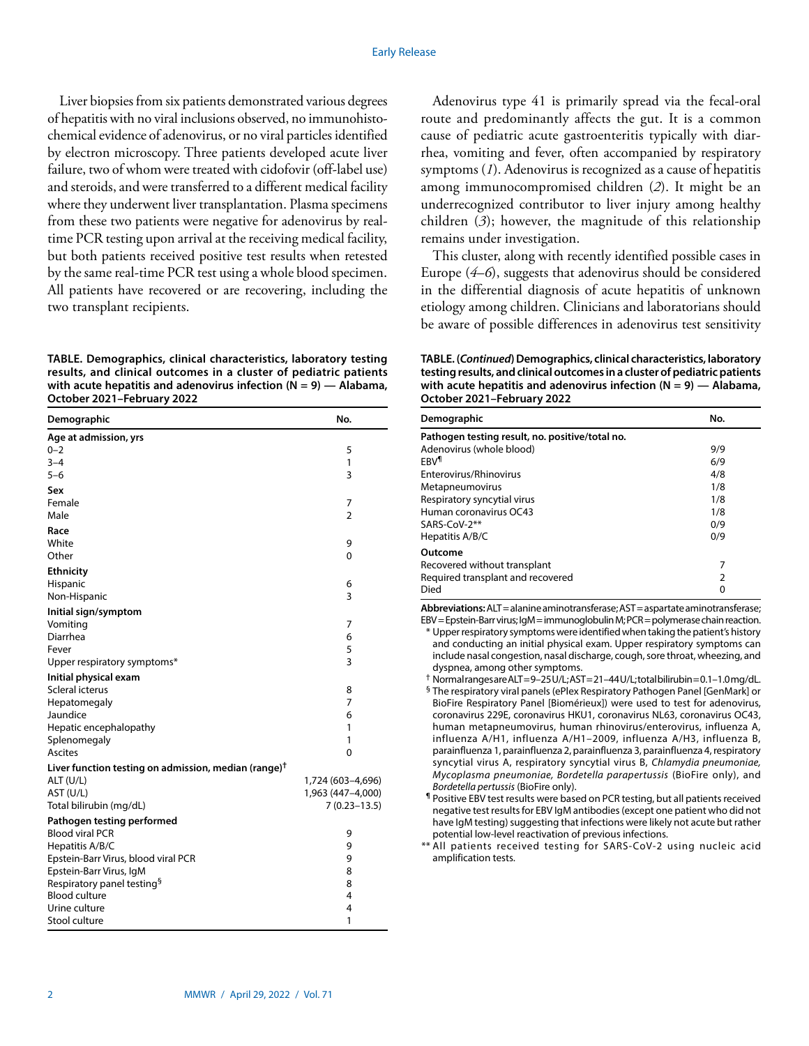Liver biopsies from six patients demonstrated various degrees of hepatitis with no viral inclusions observed, no immunohistochemical evidence of adenovirus, or no viral particles identified by electron microscopy. Three patients developed acute liver failure, two of whom were treated with cidofovir (off-label use) and steroids, and were transferred to a different medical facility where they underwent liver transplantation. Plasma specimens from these two patients were negative for adenovirus by real-time PCR testing upon arrival at the receiving medical facility, but both patients received positive test results when retested by the same real-time PCR test using a whole blood specimen. All patients have recovered or are recovering, including the two transplant recipients.

Adenovirus type 41 is primarily spread via the fecal-oral route and predominantly affects the gut. It is a common cause of pediatric acute gastroenteritis typically with diarrhea, vomiting and fever, often accompanied by respiratory symptoms (*1*). Adenovirus is recognized as a cause of hepatitis among immunocompromised children (*2*). It might be an underrecognized contributor to liver injury among healthy children (*3*); however, the magnitude of this relationship remains under investigation.

This cluster, along with recently identified possible cases in Europe (*4*–*6*), suggests that adenovirus should be considered in the differential diagnosis of acute hepatitis of unknown etiology among children. Clinicians and laboratorians should be aware of possible differences in adenovirus test sensitivity

**TABLE. Demographics, clinical characteristics, laboratory testing results, and clinical outcomes in a cluster of pediatric patients with acute hepatitis and adenovirus infection (N = 9) — Alabama, October 2021–February 2022**

| Demographic | No. |
|---|---|
| **Age at admission, yrs** | |
| 0–2 | 5 |
| 3–4 | 1 |
| 5–6 | 3 |
| **Sex** | |
| Female | 7 |
| Male | 2 |
| **Race** | |
| White | 9 |
| Other | 0 |
| **Ethnicity** | |
| Hispanic | 6 |
| Non-Hispanic | 3 |
| **Initial sign/symptom** | |
| Vomiting | 7 |
| Diarrhea | 6 |
| Fever | 5 |
| Upper respiratory symptoms* | 3 |
| **Initial physical exam** | |
| Scleral icterus | 8 |
| Hepatomegaly | 7 |
| Jaundice | 6 |
| Hepatic encephalopathy | 1 |
| Splenomegaly | 1 |
| Ascites | 0 |
| **Liver function testing on admission, median (range)**† | |
| ALT (U/L) | 1,724 (603–4,696) |
| AST (U/L) | 1,963 (447–4,000) |
| Total bilirubin (mg/dL) | 7 (0.23–13.5) |
| **Pathogen testing performed** | |
| Blood viral PCR | 9 |
| Hepatitis A/B/C | 9 |
| Epstein-Barr Virus, blood viral PCR | 9 |
| Epstein-Barr Virus, IgM | 8 |
| Respiratory panel testing§ | 8 |
| Blood culture | 4 |
| Urine culture | 4 |
| Stool culture | 1 |
| **Pathogen testing result, no. positive/total no.** | |
| Adenovirus (whole blood) | 9/9 |
| EBV¶ | 6/9 |
| Enterovirus/Rhinovirus | 4/8 |
| Metapneumovirus | 1/8 |
| Respiratory syncytial virus | 1/8 |
| Human coronavirus OC43 | 1/8 |
| SARS-CoV-2** | 0/9 |
| Hepatitis A/B/C | 0/9 |
| **Outcome** | |
| Recovered without transplant | 7 |
| Required transplant and recovered | 2 |
| Died | 0 |

**Abbreviations:** ALT = alanine aminotransferase; AST = aspartate aminotransferase; EBV = Epstein-Barr virus; IgM = immunoglobulin M; PCR = polymerase chain reaction.

\* Upper respiratory symptoms were identified when taking the patient's history and conducting an initial physical exam. Upper respiratory symptoms can include nasal congestion, nasal discharge, cough, sore throat, wheezing, and dyspnea, among other symptoms.

† Normal ranges are ALT = 9–25 U/L; AST = 21–44 U/L; total bilirubin = 0.1–1.0 mg/dL.

§ The respiratory viral panels (ePlex Respiratory Pathogen Panel [GenMark] or BioFire Respiratory Panel [Biomérieux]) were used to test for adenovirus, coronavirus 229E, coronavirus HKU1, coronavirus NL63, coronavirus OC43, human metapneumovirus, human rhinovirus/enterovirus, influenza A, influenza A/H1, influenza A/H1–2009, influenza A/H3, influenza B, parainfluenza 1, parainfluenza 2, parainfluenza 3, parainfluenza 4, respiratory syncytial virus A, respiratory syncytial virus B, *Chlamydia pneumoniae, Mycoplasma pneumoniae, Bordetella parapertussis* (BioFire only), and *Bordetella pertussis* (BioFire only).

¶ Positive EBV test results were based on PCR testing, but all patients received negative test results for EBV IgM antibodies (except one patient who did not have IgM testing) suggesting that infections were likely not acute but rather potential low-level reactivation of previous infections.

** All patients received testing for SARS-CoV-2 using nucleic acid amplification tests.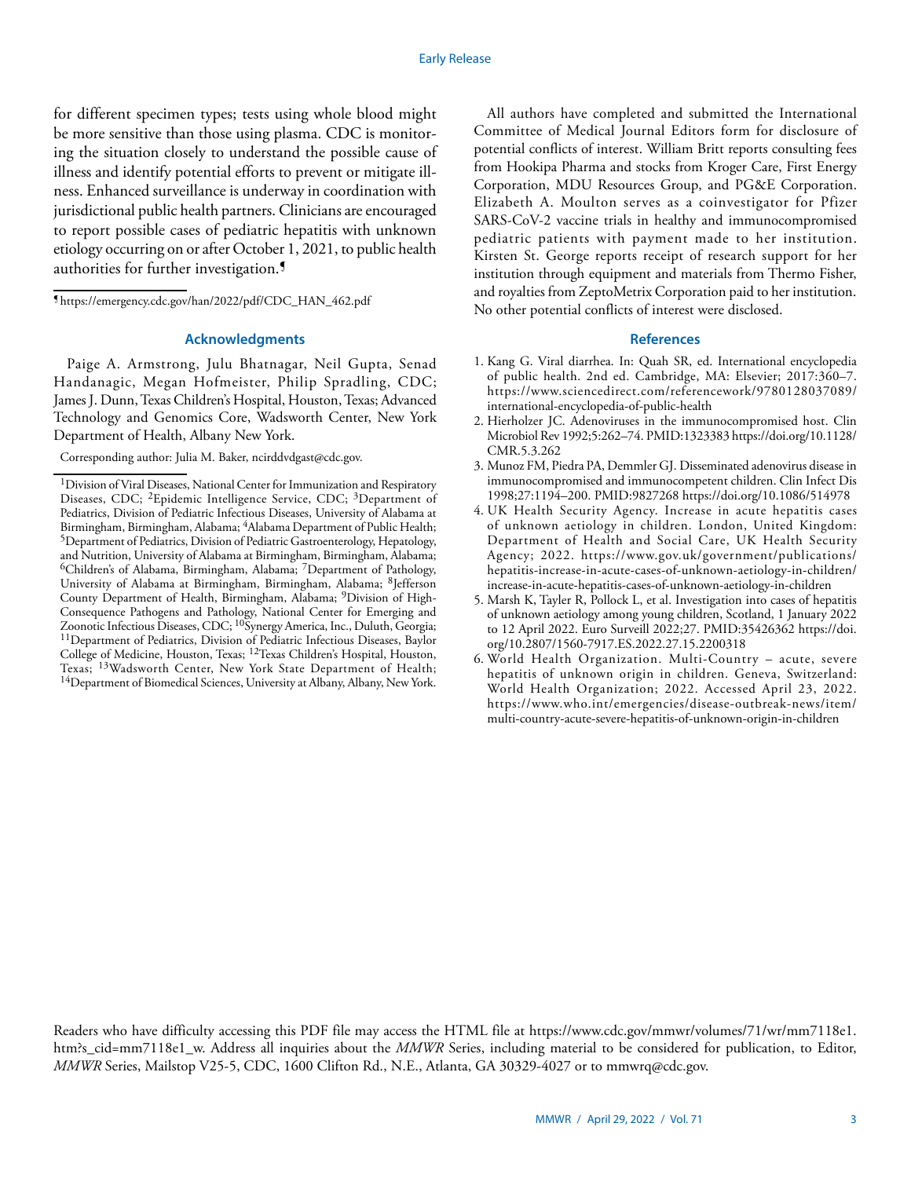for different specimen types; tests using whole blood might be more sensitive than those using plasma. CDC is monitoring the situation closely to understand the possible cause of illness and identify potential efforts to prevent or mitigate illness. Enhanced surveillance is underway in coordination with jurisdictional public health partners. Clinicians are encouraged to report possible cases of pediatric hepatitis with unknown etiology occurring on or after October 1, 2021, to public health authorities for further investigation.¶

¶ https://emergency.cdc.gov/han/2022/pdf/CDC_HAN_462.pdf

## Acknowledgments

Paige A. Armstrong, Julu Bhatnagar, Neil Gupta, Senad Handanagic, Megan Hofmeister, Philip Spradling, CDC; James J. Dunn, Texas Children's Hospital, Houston, Texas; Advanced Technology and Genomics Core, Wadsworth Center, New York Department of Health, Albany New York.

Corresponding author: Julia M. Baker, ncirddvdgast@cdc.gov.

[1]Division of Viral Diseases, National Center for Immunization and Respiratory Diseases, CDC; [2]Epidemic Intelligence Service, CDC; [3]Department of Pediatrics, Division of Pediatric Infectious Diseases, University of Alabama at Birmingham, Birmingham, Alabama; [4]Alabama Department of Public Health; [5]Department of Pediatrics, Division of Pediatric Gastroenterology, Hepatology, and Nutrition, University of Alabama at Birmingham, Birmingham, Alabama; [6]Children's of Alabama, Birmingham, Alabama; [7]Department of Pathology, University of Alabama at Birmingham, Birmingham, Alabama; [8]Jefferson County Department of Health, Birmingham, Alabama; [9]Division of High-Consequence Pathogens and Pathology, National Center for Emerging and Zoonotic Infectious Diseases, CDC; [10]Synergy America, Inc., Duluth, Georgia; [11]Department of Pediatrics, Division of Pediatric Infectious Diseases, Baylor College of Medicine, Houston, Texas; [12]Texas Children's Hospital, Houston, Texas; [13]Wadsworth Center, New York State Department of Health; [14]Department of Biomedical Sciences, University at Albany, Albany, New York.

All authors have completed and submitted the International Committee of Medical Journal Editors form for disclosure of potential conflicts of interest. William Britt reports consulting fees from Hookipa Pharma and stocks from Kroger Care, First Energy Corporation, MDU Resources Group, and PG&E Corporation. Elizabeth A. Moulton serves as a coinvestigator for Pfizer SARS-CoV-2 vaccine trials in healthy and immunocompromised pediatric patients with payment made to her institution. Kirsten St. George reports receipt of research support for her institution through equipment and materials from Thermo Fisher, and royalties from ZeptoMetrix Corporation paid to her institution. No other potential conflicts of interest were disclosed.

## References

1. Kang G. Viral diarrhea. In: Quah SR, ed. International encyclopedia of public health. 2nd ed. Cambridge, MA: Elsevier; 2017:360–7. https://www.sciencedirect.com/referencework/9780128037089/international-encyclopedia-of-public-health
2. Hierholzer JC. Adenoviruses in the immunocompromised host. Clin Microbiol Rev 1992;5:262–74. PMID:1323383 https://doi.org/10.1128/CMR.5.3.262
3. Munoz FM, Piedra PA, Demmler GJ. Disseminated adenovirus disease in immunocompromised and immunocompetent children. Clin Infect Dis 1998;27:1194–200. PMID:9827268 https://doi.org/10.1086/514978
4. UK Health Security Agency. Increase in acute hepatitis cases of unknown aetiology in children. London, United Kingdom: Department of Health and Social Care, UK Health Security Agency; 2022. https://www.gov.uk/government/publications/hepatitis-increase-in-acute-cases-of-unknown-aetiology-in-children/increase-in-acute-hepatitis-cases-of-unknown-aetiology-in-children
5. Marsh K, Tayler R, Pollock L, et al. Investigation into cases of hepatitis of unknown aetiology among young children, Scotland, 1 January 2022 to 12 April 2022. Euro Surveill 2022;27. PMID:35426362 https://doi.org/10.2807/1560-7917.ES.2022.27.15.2200318
6. World Health Organization. Multi-Country – acute, severe hepatitis of unknown origin in children. Geneva, Switzerland: World Health Organization; 2022. Accessed April 23, 2022. https://www.who.int/emergencies/disease-outbreak-news/item/multi-country-acute-severe-hepatitis-of-unknown-origin-in-children

Readers who have difficulty accessing this PDF file may access the HTML file at https://www.cdc.gov/mmwr/volumes/71/wr/mm7118e1.htm?s_cid=mm7118e1_w. Address all inquiries about the *MMWR* Series, including material to be considered for publication, to Editor, *MMWR* Series, Mailstop V25-5, CDC, 1600 Clifton Rd., N.E., Atlanta, GA 30329-4027 or to mmwrq@cdc.gov.